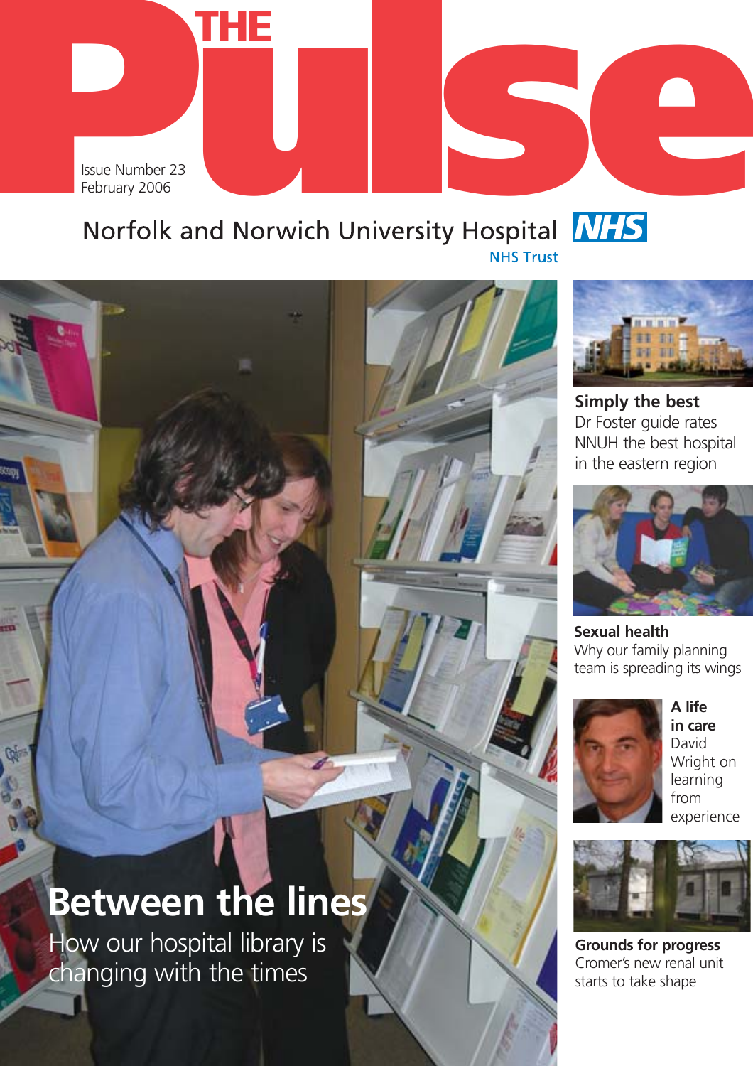# THE Pulse

Issue Number 23
February 2006

Norfolk and Norwich University Hospital NHS
NHS Trust

## Between the lines

How our hospital library is changing with the times

**Simply the best**
Dr Foster guide rates NNUH the best hospital in the eastern region

**Sexual health**
Why our family planning team is spreading its wings

**A life in care**
David Wright on learning from experience

**Grounds for progress**
Cromer's new renal unit starts to take shape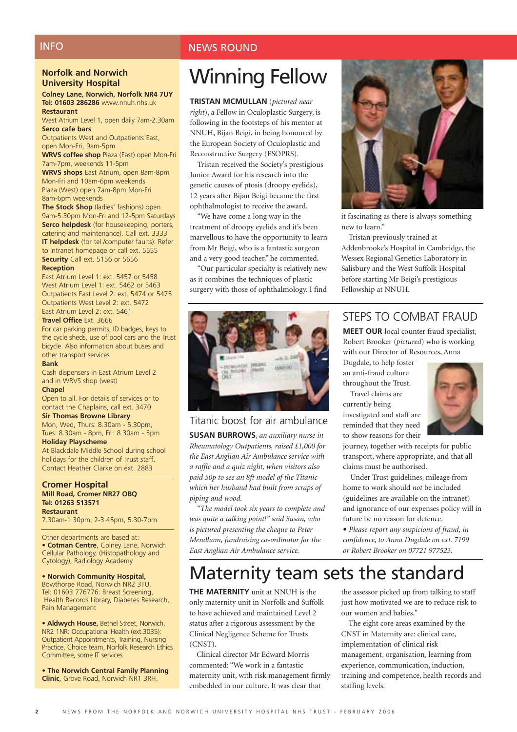## INFO

### Norfolk and Norwich University Hospital

**Colney Lane, Norwich, Norfolk NR4 7UY**
**Tel: 01603 286286** www.nnuh.nhs.uk

**Restaurant**
West Atrium Level 1, open daily 7am-2.30am

**Serco cafe bars**
Outpatients West and Outpatients East, open Mon-Fri, 9am-5pm

**WRVS coffee shop** Plaza (East) open Mon-Fri 7am-7pm, weekends 11-5pm

**WRVS shops** East Atrium, open 8am-8pm Mon-Fri and 10am-6pm weekends
Plaza (West) open 7am-8pm Mon-Fri 8am-6pm weekends

**The Stock Shop** (ladies' fashions) open 9am-5.30pm Mon-Fri and 12-5pm Saturdays

**Serco helpdesk** (for housekeeping, porters, catering and maintenance). Call ext. 3333

**IT helpdesk** (for tel./computer faults): Refer to Intranet homepage or call ext. 5555

**Security** Call ext. 5156 or 5656

**Reception**
East Atrium Level 1: ext. 5457 or 5458
West Atrium Level 1: ext. 5462 or 5463
Outpatients East Level 2: ext. 5474 or 5475
Outpatients West Level 2: ext. 5472
East Atrium Level 2: ext. 5461

**Travel Office** Ext. 3666
For car parking permits, ID badges, keys to the cycle sheds, use of pool cars and the Trust bicycle. Also information about buses and other transport services

**Bank**
Cash dispensers in East Atrium Level 2 and in WRVS shop (west)

**Chapel**
Open to all. For details of services or to contact the Chaplains, call ext. 3470

**Sir Thomas Browne Library**
Mon, Wed, Thurs: 8.30am - 5.30pm, Tues: 8.30am - 8pm, Fri: 8.30am - 5pm

**Holiday Playscheme**
At Blackdale Middle School during school holidays for the children of Trust staff. Contact Heather Clarke on ext. 2883

### Cromer Hospital

**Mill Road, Cromer NR27 OBQ**
**Tel: 01263 513571**

**Restaurant**
7.30am-1.30pm, 2-3.45pm, 5.30-7pm

Other departments are based at:

- **Cotman Centre**, Colney Lane, Norwich Cellular Pathology, (Histopathology and Cytology), Radiology Academy
- **Norwich Community Hospital,** Bowthorpe Road, Norwich NR2 3TU, Tel: 01603 776776: Breast Screening, Health Records Library, Diabetes Research, Pain Management
- **Aldwych House,** Bethel Street, Norwich, NR2 1NR: Occupational Health (ext.3035): Outpatient Appointments, Training, Nursing Practice, Choice team, Norfolk Research Ethics Committee, some IT services
- **The Norwich Central Family Planning Clinic**, Grove Road, Norwich NR1 3RH.

## NEWS ROUND

# Winning Fellow

**TRISTAN MCMULLAN** (*pictured near right*), a Fellow in Oculoplastic Surgery, is following in the footsteps of his mentor at NNUH, Bijan Beigi, in being honoured by the European Society of Oculoplastic and Reconstructive Surgery (ESOPRS).

Tristan received the Society's prestigious Junior Award for his research into the genetic causes of ptosis (droopy eyelids), 12 years after Bijan Beigi became the first ophthalmologist to receive the award.

"We have come a long way in the treatment of droopy eyelids and it's been marvellous to have the opportunity to learn from Mr Beigi, who is a fantastic surgeon and a very good teacher," he commented.

"Our particular specialty is relatively new as it combines the techniques of plastic surgery with those of ophthalmology. I find it fascinating as there is always something new to learn."

Tristan previously trained at Addenbrooke's Hospital in Cambridge, the Wessex Regional Genetics Laboratory in Salisbury and the West Suffolk Hospital before starting Mr Beigi's prestigious Fellowship at NNUH.

## Titanic boost for air ambulance

**SUSAN BURROWS**, *an auxiliary nurse in Rheumatology Outpatients, raised £1,000 for the East Anglian Air Ambulance service with a raffle and a quiz night, when visitors also paid 50p to see an 8ft model of the Titanic which her husband had built from scraps of piping and wood.*

*"The model took six years to complete and was quite a talking point!" said Susan, who is pictured presenting the cheque to Peter Mendham, fundraising co-ordinator for the East Anglian Air Ambulance service.*

## STEPS TO COMBAT FRAUD

**MEET OUR** local counter fraud specialist, Robert Brooker (*pictured*) who is working with our Director of Resources, Anna Dugdale, to help foster an anti-fraud culture throughout the Trust.

Travel claims are currently being investigated and staff are reminded that they need to show reasons for their journey, together with receipts for public transport, where appropriate, and that all claims must be authorised.

Under Trust guidelines, mileage from home to work should *not* be included (guidelines are available on the intranet) and ignorance of our expenses policy will in future be no reason for defence.

- *Please report any suspicions of fraud, in confidence, to Anna Dugdale on ext. 7199 or Robert Brooker on 07721 977523.*

# Maternity team sets the standard

**THE MATERNITY** unit at NNUH is the only maternity unit in Norfolk and Suffolk to have achieved and maintained Level 2 status after a rigorous assessment by the Clinical Negligence Scheme for Trusts (CNST).

Clinical director Mr Edward Morris commented: "We work in a fantastic maternity unit, with risk management firmly embedded in our culture. It was clear that the assessor picked up from talking to staff just how motivated we are to reduce risk to our women and babies."

The eight core areas examined by the CNST in Maternity are: clinical care, implementation of clinical risk management, organisation, learning from experience, communication, induction, training and competence, health records and staffing levels.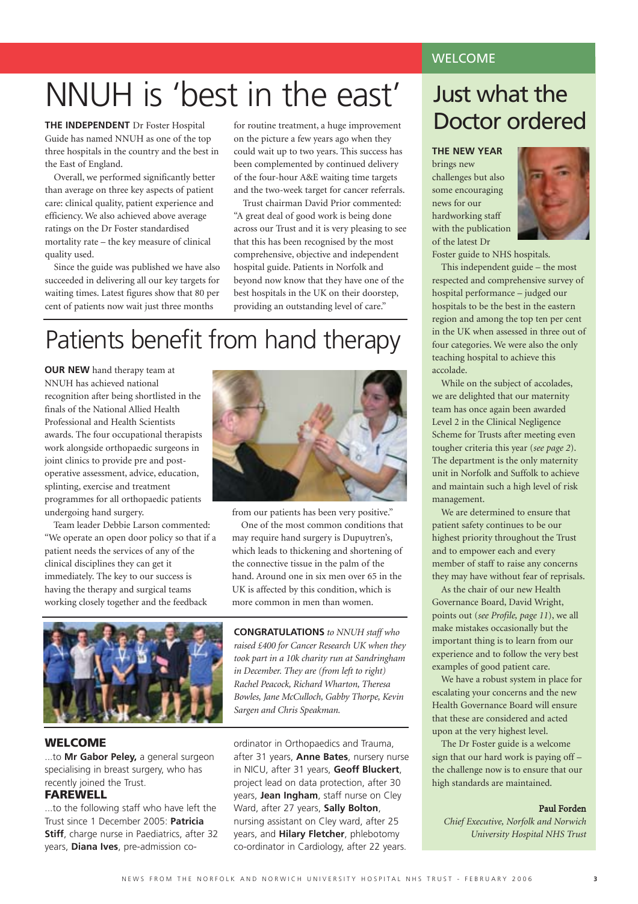# NNUH is 'best in the east'

**THE INDEPENDENT** Dr Foster Hospital Guide has named NNUH as one of the top three hospitals in the country and the best in the East of England.

Overall, we performed significantly better than average on three key aspects of patient care: clinical quality, patient experience and efficiency. We also achieved above average ratings on the Dr Foster standardised mortality rate – the key measure of clinical quality used.

Since the guide was published we have also succeeded in delivering all our key targets for waiting times. Latest figures show that 80 per cent of patients now wait just three months for routine treatment, a huge improvement on the picture a few years ago when they could wait up to two years. This success has been complemented by continued delivery of the four-hour A&E waiting time targets and the two-week target for cancer referrals.

Trust chairman David Prior commented: "A great deal of good work is being done across our Trust and it is very pleasing to see that this has been recognised by the most comprehensive, objective and independent hospital guide. Patients in Norfolk and beyond now know that they have one of the best hospitals in the UK on their doorstep, providing an outstanding level of care."

# Patients benefit from hand therapy

**OUR NEW** hand therapy team at NNUH has achieved national recognition after being shortlisted in the finals of the National Allied Health Professional and Health Scientists awards. The four occupational therapists work alongside orthopaedic surgeons in joint clinics to provide pre and post-operative assessment, advice, education, splinting, exercise and treatment programmes for all orthopaedic patients undergoing hand surgery.

Team leader Debbie Larson commented: "We operate an open door policy so that if a patient needs the services of any of the clinical disciplines they can get it immediately. The key to our success is having the therapy and surgical teams working closely together and the feedback from our patients has been very positive."

One of the most common conditions that may require hand surgery is Dupuytren's, which leads to thickening and shortening of the connective tissue in the palm of the hand. Around one in six men over 65 in the UK is affected by this condition, which is more common in men than women.

**CONGRATULATIONS** *to NNUH staff who raised £400 for Cancer Research UK when they took part in a 10k charity run at Sandringham in December. They are (from left to right) Rachel Peacock, Richard Wharton, Theresa Bowles, Jane McCulloch, Gabby Thorpe, Kevin Sargen and Chris Speakman.*

### WELCOME

...to **Mr Gabor Peley,** a general surgeon specialising in breast surgery, who has recently joined the Trust.

### FAREWELL

...to the following staff who have left the Trust since 1 December 2005: **Patricia Stiff**, charge nurse in Paediatrics, after 32 years, **Diana Ives**, pre-admission co-ordinator in Orthopaedics and Trauma, after 31 years, **Anne Bates**, nursery nurse in NICU, after 31 years, **Geoff Bluckert**, project lead on data protection, after 30 years, **Jean Ingham**, staff nurse on Cley Ward, after 27 years, **Sally Bolton**, nursing assistant on Cley ward, after 25 years, and **Hilary Fletcher**, phlebotomy co-ordinator in Cardiology, after 22 years.

## WELCOME

# Just what the Doctor ordered

**THE NEW YEAR** brings new challenges but also some encouraging news for our hardworking staff with the publication of the latest Dr Foster guide to NHS hospitals.

This independent guide – the most respected and comprehensive survey of hospital performance – judged our hospitals to be the best in the eastern region and among the top ten per cent in the UK when assessed in three out of four categories. We were also the only teaching hospital to achieve this accolade.

While on the subject of accolades, we are delighted that our maternity team has once again been awarded Level 2 in the Clinical Negligence Scheme for Trusts after meeting even tougher criteria this year (*see page 2*). The department is the only maternity unit in Norfolk and Suffolk to achieve and maintain such a high level of risk management.

We are determined to ensure that patient safety continues to be our highest priority throughout the Trust and to empower each and every member of staff to raise any concerns they may have without fear of reprisals.

As the chair of our new Health Governance Board, David Wright, points out (*see Profile, page 11*), we all make mistakes occasionally but the important thing is to learn from our experience and to follow the very best examples of good patient care.

We have a robust system in place for escalating your concerns and the new Health Governance Board will ensure that these are considered and acted upon at the very highest level.

The Dr Foster guide is a welcome sign that our hard work is paying off – the challenge now is to ensure that our high standards are maintained.

**Paul Forden**
*Chief Executive, Norfolk and Norwich University Hospital NHS Trust*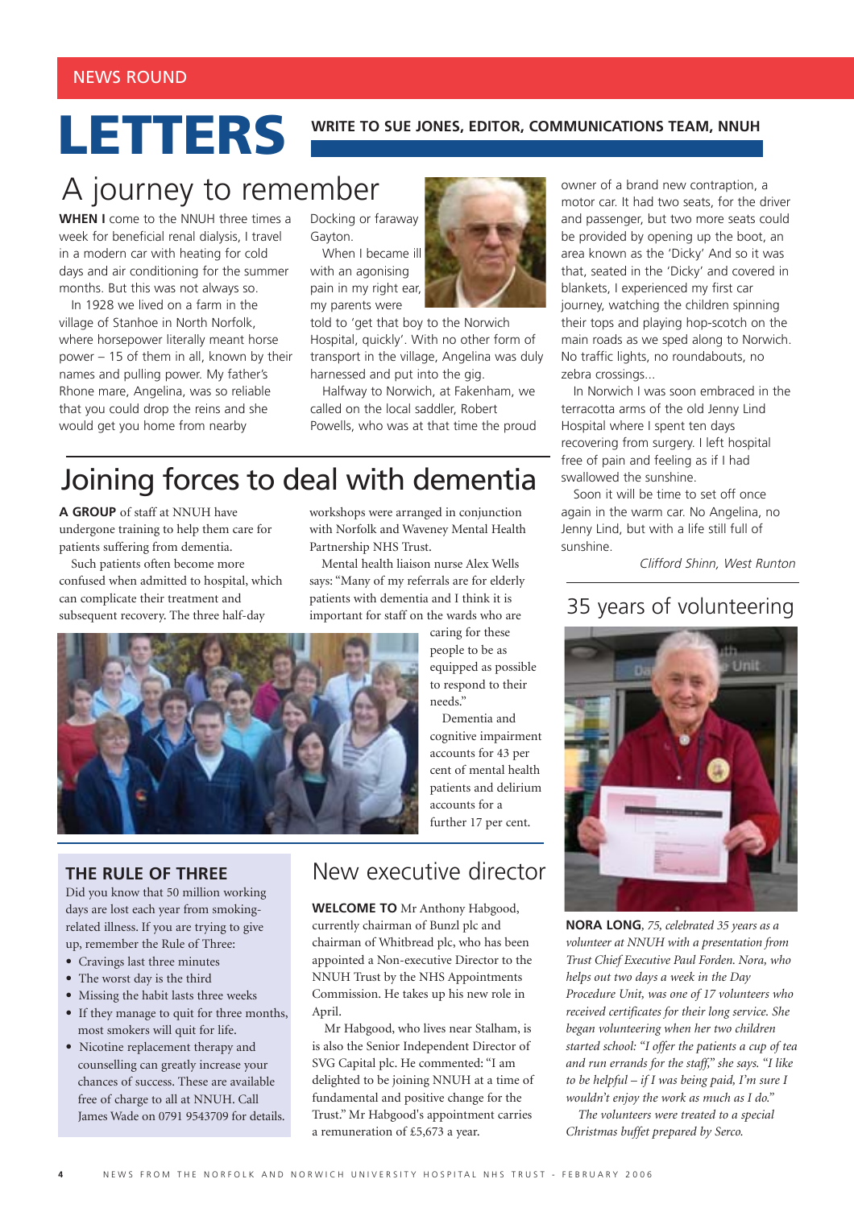NEWS ROUND

# LETTERS

**WRITE TO SUE JONES, EDITOR, COMMUNICATIONS TEAM, NNUH**

## A journey to remember

**WHEN I** come to the NNUH three times a week for beneficial renal dialysis, I travel in a modern car with heating for cold days and air conditioning for the summer months. But this was not always so.

In 1928 we lived on a farm in the village of Stanhoe in North Norfolk, where horsepower literally meant horse power – 15 of them in all, known by their names and pulling power. My father's Rhone mare, Angelina, was so reliable that you could drop the reins and she would get you home from nearby Docking or faraway Gayton.

When I became ill with an agonising pain in my right ear, my parents were told to 'get that boy to the Norwich Hospital, quickly'. With no other form of transport in the village, Angelina was duly harnessed and put into the gig.

Halfway to Norwich, at Fakenham, we called on the local saddler, Robert Powells, who was at that time the proud owner of a brand new contraption, a motor car. It had two seats, for the driver and passenger, but two more seats could be provided by opening up the boot, an area known as the 'Dicky' And so it was that, seated in the 'Dicky' and covered in blankets, I experienced my first car journey, watching the children spinning their tops and playing hop-scotch on the main roads as we sped along to Norwich. No traffic lights, no roundabouts, no zebra crossings...

In Norwich I was soon embraced in the terracotta arms of the old Jenny Lind Hospital where I spent ten days recovering from surgery. I left hospital free of pain and feeling as if I had swallowed the sunshine.

Soon it will be time to set off once again in the warm car. No Angelina, no Jenny Lind, but with a life still full of sunshine.

*Clifford Shinn, West Runton*

## Joining forces to deal with dementia

**A GROUP** of staff at NNUH have undergone training to help them care for patients suffering from dementia.

Such patients often become more confused when admitted to hospital, which can complicate their treatment and subsequent recovery. The three half-day workshops were arranged in conjunction with Norfolk and Waveney Mental Health Partnership NHS Trust.

Mental health liaison nurse Alex Wells says: "Many of my referrals are for elderly patients with dementia and I think it is important for staff on the wards who are caring for these people to be as equipped as possible to respond to their needs."

Dementia and cognitive impairment accounts for 43 per cent of mental health patients and delirium accounts for a further 17 per cent.

### THE RULE OF THREE

Did you know that 50 million working days are lost each year from smoking-related illness. If you are trying to give up, remember the Rule of Three:

- Cravings last three minutes
- The worst day is the third
- Missing the habit lasts three weeks
- If they manage to quit for three months, most smokers will quit for life.
- Nicotine replacement therapy and counselling can greatly increase your chances of success. These are available free of charge to all at NNUH. Call James Wade on 0791 9543709 for details.

## New executive director

**WELCOME TO** Mr Anthony Habgood, currently chairman of Bunzl plc and chairman of Whitbread plc, who has been appointed a Non-executive Director to the NNUH Trust by the NHS Appointments Commission. He takes up his new role in April.

Mr Habgood, who lives near Stalham, is is also the Senior Independent Director of SVG Capital plc. He commented: "I am delighted to be joining NNUH at a time of fundamental and positive change for the Trust." Mr Habgood's appointment carries a remuneration of £5,673 a year.

## 35 years of volunteering

**NORA LONG**, *75, celebrated 35 years as a volunteer at NNUH with a presentation from Trust Chief Executive Paul Forden. Nora, who helps out two days a week in the Day Procedure Unit, was one of 17 volunteers who received certificates for their long service. She began volunteering when her two children started school: "I offer the patients a cup of tea and run errands for the staff," she says. "I like to be helpful – if I was being paid, I'm sure I wouldn't enjoy the work as much as I do."*

*The volunteers were treated to a special Christmas buffet prepared by Serco.*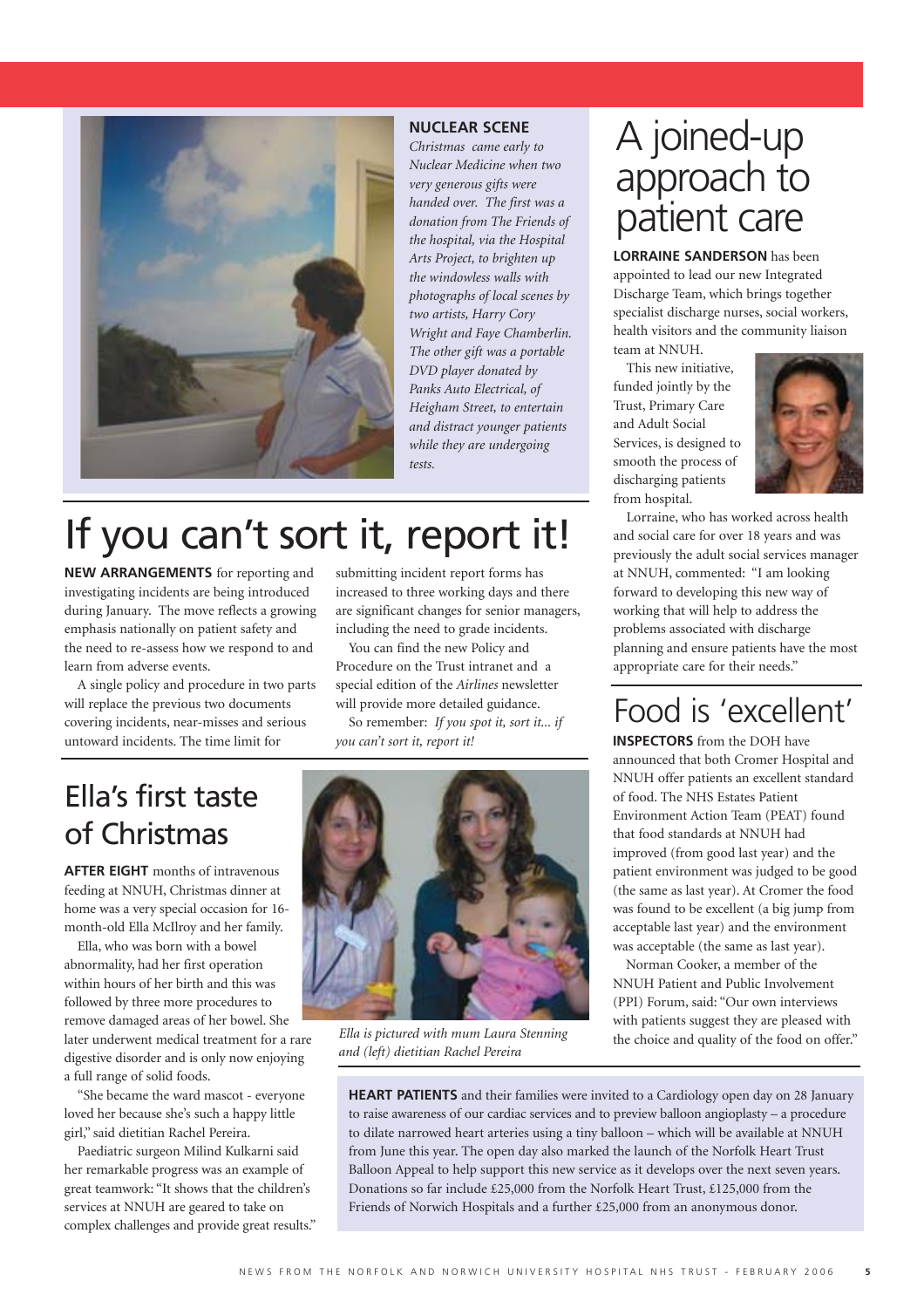## NUCLEAR SCENE

*Christmas came early to Nuclear Medicine when two very generous gifts were handed over. The first was a donation from The Friends of the hospital, via the Hospital Arts Project, to brighten up the windowless walls with photographs of local scenes by two artists, Harry Cory Wright and Faye Chamberlin. The other gift was a portable DVD player donated by Panks Auto Electrical, of Heigham Street, to entertain and distract younger patients while they are undergoing tests.*

# If you can't sort it, report it!

**NEW ARRANGEMENTS** for reporting and investigating incidents are being introduced during January. The move reflects a growing emphasis nationally on patient safety and the need to re-assess how we respond to and learn from adverse events.

A single policy and procedure in two parts will replace the previous two documents covering incidents, near-misses and serious untoward incidents. The time limit for submitting incident report forms has increased to three working days and there are significant changes for senior managers, including the need to grade incidents.

You can find the new Policy and Procedure on the Trust intranet and a special edition of the *Airlines* newsletter will provide more detailed guidance.

So remember: *If you spot it, sort it... if you can't sort it, report it!*

# Ella's first taste of Christmas

**AFTER EIGHT** months of intravenous feeding at NNUH, Christmas dinner at home was a very special occasion for 16-month-old Ella McIlroy and her family.

Ella, who was born with a bowel abnormality, had her first operation within hours of her birth and this was followed by three more procedures to remove damaged areas of her bowel. She later underwent medical treatment for a rare digestive disorder and is only now enjoying a full range of solid foods.

"She became the ward mascot - everyone loved her because she's such a happy little girl," said dietitian Rachel Pereira.

Paediatric surgeon Milind Kulkarni said her remarkable progress was an example of great teamwork: "It shows that the children's services at NNUH are geared to take on complex challenges and provide great results."

*Ella is pictured with mum Laura Stenning and (left) dietitian Rachel Pereira*

# A joined-up approach to patient care

**LORRAINE SANDERSON** has been appointed to lead our new Integrated Discharge Team, which brings together specialist discharge nurses, social workers, health visitors and the community liaison team at NNUH.

This new initiative, funded jointly by the Trust, Primary Care and Adult Social Services, is designed to smooth the process of discharging patients from hospital.

Lorraine, who has worked across health and social care for over 18 years and was previously the adult social services manager at NNUH, commented: "I am looking forward to developing this new way of working that will help to address the problems associated with discharge planning and ensure patients have the most appropriate care for their needs."

# Food is 'excellent'

**INSPECTORS** from the DOH have announced that both Cromer Hospital and NNUH offer patients an excellent standard of food. The NHS Estates Patient Environment Action Team (PEAT) found that food standards at NNUH had improved (from good last year) and the patient environment was judged to be good (the same as last year). At Cromer the food was found to be excellent (a big jump from acceptable last year) and the environment was acceptable (the same as last year).

Norman Cooker, a member of the NNUH Patient and Public Involvement (PPI) Forum, said: "Our own interviews with patients suggest they are pleased with the choice and quality of the food on offer."

**HEART PATIENTS** and their families were invited to a Cardiology open day on 28 January to raise awareness of our cardiac services and to preview balloon angioplasty – a procedure to dilate narrowed heart arteries using a tiny balloon – which will be available at NNUH from June this year. The open day also marked the launch of the Norfolk Heart Trust Balloon Appeal to help support this new service as it develops over the next seven years. Donations so far include £25,000 from the Norfolk Heart Trust, £125,000 from the Friends of Norwich Hospitals and a further £25,000 from an anonymous donor.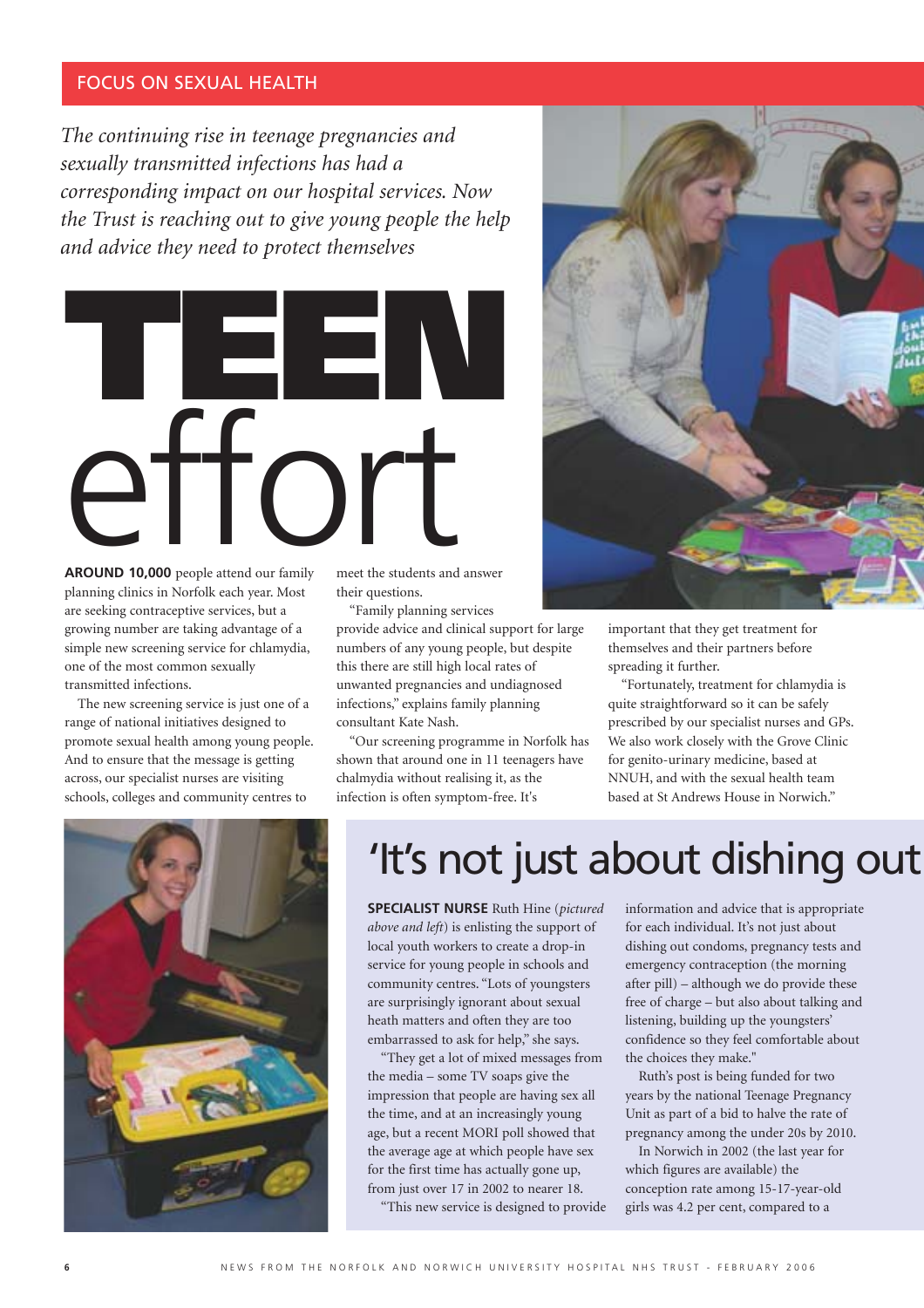FOCUS ON SEXUAL HEALTH

*The continuing rise in teenage pregnancies and sexually transmitted infections has had a corresponding impact on our hospital services. Now the Trust is reaching out to give young people the help and advice they need to protect themselves*

# TEEN effort

**AROUND 10,000** people attend our family planning clinics in Norfolk each year. Most are seeking contraceptive services, but a growing number are taking advantage of a simple new screening service for chlamydia, one of the most common sexually transmitted infections.

The new screening service is just one of a range of national initiatives designed to promote sexual health among young people. And to ensure that the message is getting across, our specialist nurses are visiting schools, colleges and community centres to meet the students and answer their questions.

"Family planning services provide advice and clinical support for large numbers of any young people, but despite this there are still high local rates of unwanted pregnancies and undiagnosed infections," explains family planning consultant Kate Nash.

"Our screening programme in Norfolk has shown that around one in 11 teenagers have chalmydia without realising it, as the infection is often symptom-free. It's important that they get treatment for themselves and their partners before spreading it further.

"Fortunately, treatment for chlamydia is quite straightforward so it can be safely prescribed by our specialist nurses and GPs. We also work closely with the Grove Clinic for genito-urinary medicine, based at NNUH, and with the sexual health team based at St Andrews House in Norwich."

## 'It's not just about dishing out

**SPECIALIST NURSE** Ruth Hine (*pictured above and left*) is enlisting the support of local youth workers to create a drop-in service for young people in schools and community centres. "Lots of youngsters are surprisingly ignorant about sexual heath matters and often they are too embarrassed to ask for help," she says.

"They get a lot of mixed messages from the media – some TV soaps give the impression that people are having sex all the time, and at an increasingly young age, but a recent MORI poll showed that the average age at which people have sex for the first time has actually gone up, from just over 17 in 2002 to nearer 18.

"This new service is designed to provide information and advice that is appropriate for each individual. It's not just about dishing out condoms, pregnancy tests and emergency contraception (the morning after pill) – although we do provide these free of charge – but also about talking and listening, building up the youngsters' confidence so they feel comfortable about the choices they make."

Ruth's post is being funded for two years by the national Teenage Pregnancy Unit as part of a bid to halve the rate of pregnancy among the under 20s by 2010.

In Norwich in 2002 (the last year for which figures are available) the conception rate among 15-17-year-old girls was 4.2 per cent, compared to a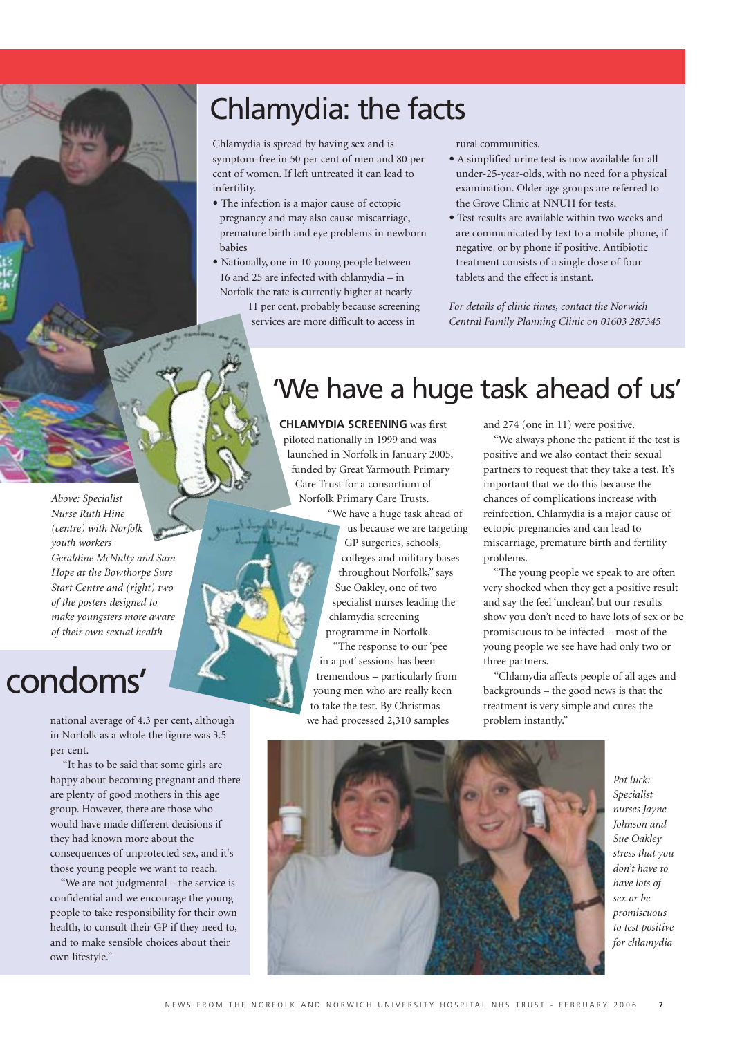## Chlamydia: the facts

Chlamydia is spread by having sex and is symptom-free in 50 per cent of men and 80 per cent of women. If left untreated it can lead to infertility.

- The infection is a major cause of ectopic pregnancy and may also cause miscarriage, premature birth and eye problems in newborn babies
- Nationally, one in 10 young people between 16 and 25 are infected with chlamydia – in Norfolk the rate is currently higher at nearly 11 per cent, probably because screening services are more difficult to access in rural communities.
- A simplified urine test is now available for all under-25-year-olds, with no need for a physical examination. Older age groups are referred to the Grove Clinic at NNUH for tests.
- Test results are available within two weeks and are communicated by text to a mobile phone, if negative, or by phone if positive. Antibiotic treatment consists of a single dose of four tablets and the effect is instant.

*For details of clinic times, contact the Norwich Central Family Planning Clinic on 01603 287345*

*Above: Specialist Nurse Ruth Hine (centre) with Norfolk youth workers Geraldine McNulty and Sam Hope at the Bowthorpe Sure Start Centre and (right) two of the posters designed to make youngsters more aware of their own sexual health*

# condoms'

national average of 4.3 per cent, although in Norfolk as a whole the figure was 3.5 per cent.

"It has to be said that some girls are happy about becoming pregnant and there are plenty of good mothers in this age group. However, there are those who would have made different decisions if they had known more about the consequences of unprotected sex, and it's those young people we want to reach.

"We are not judgmental – the service is confidential and we encourage the young people to take responsibility for their own health, to consult their GP if they need to, and to make sensible choices about their own lifestyle."

# 'We have a huge task ahead of us'

**CHLAMYDIA SCREENING** was first piloted nationally in 1999 and was launched in Norfolk in January 2005, funded by Great Yarmouth Primary Care Trust for a consortium of Norfolk Primary Care Trusts.

"We have a huge task ahead of us because we are targeting GP surgeries, schools, colleges and military bases throughout Norfolk," says Sue Oakley, one of two specialist nurses leading the chlamydia screening programme in Norfolk.

"The response to our 'pee in a pot' sessions has been tremendous – particularly from young men who are really keen to take the test. By Christmas we had processed 2,310 samples and 274 (one in 11) were positive.

"We always phone the patient if the test is positive and we also contact their sexual partners to request that they take a test. It's important that we do this because the chances of complications increase with reinfection. Chlamydia is a major cause of ectopic pregnancies and can lead to miscarriage, premature birth and fertility problems.

"The young people we speak to are often very shocked when they get a positive result and say the feel 'unclean', but our results show you don't need to have lots of sex or be promiscuous to be infected – most of the young people we see have had only two or three partners.

"Chlamydia affects people of all ages and backgrounds – the good news is that the treatment is very simple and cures the problem instantly."

*Pot luck: Specialist nurses Jayne Johnson and Sue Oakley stress that you don't have to have lots of sex or be promiscuous to test positive for chlamydia*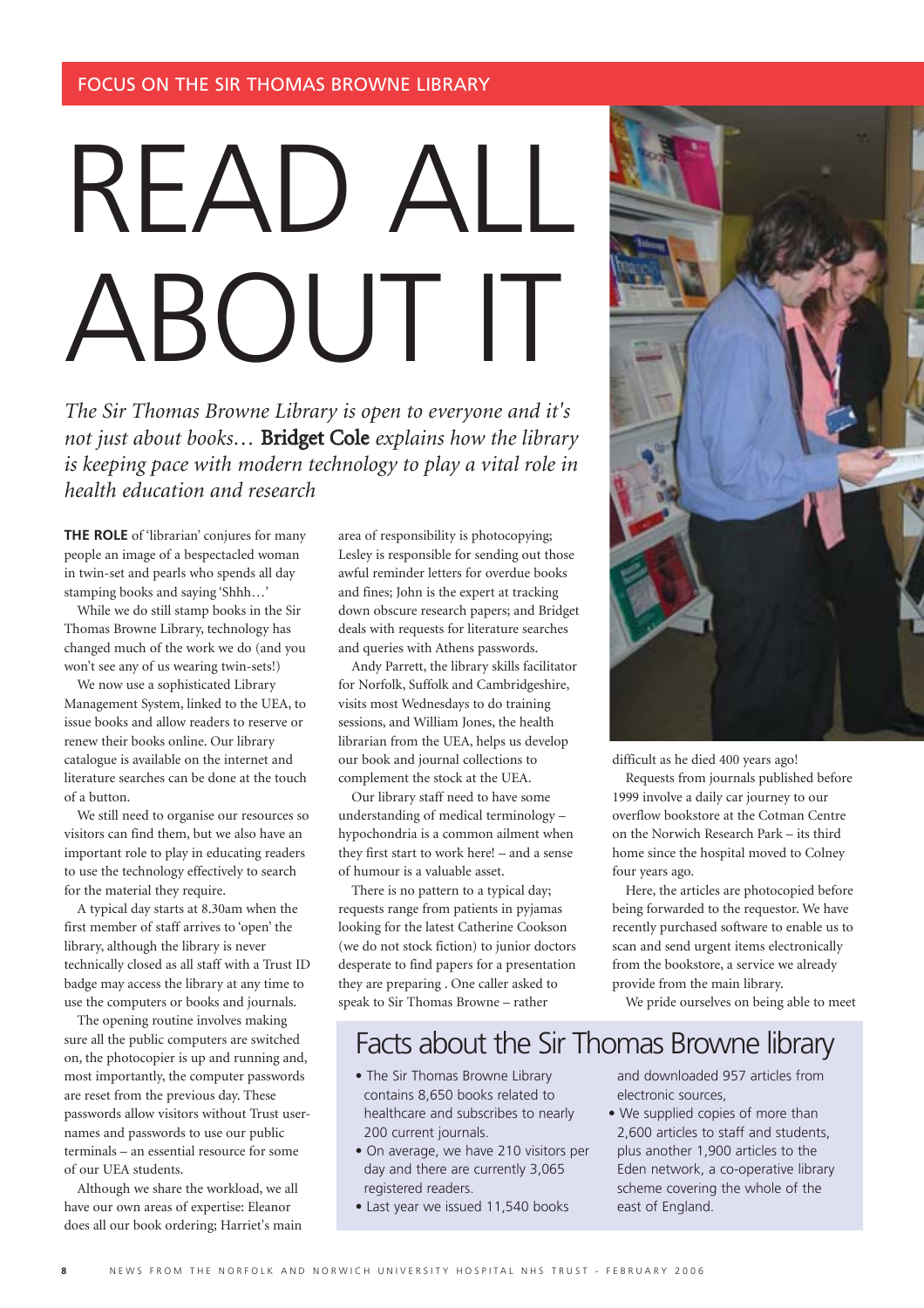FOCUS ON THE SIR THOMAS BROWNE LIBRARY

# READ ALL ABOUT IT

*The Sir Thomas Browne Library is open to everyone and it's not just about books… **Bridget Cole** explains how the library is keeping pace with modern technology to play a vital role in health education and research*

**THE ROLE** of 'librarian' conjures for many people an image of a bespectacled woman in twin-set and pearls who spends all day stamping books and saying 'Shhh…'

While we do still stamp books in the Sir Thomas Browne Library, technology has changed much of the work we do (and you won't see any of us wearing twin-sets!)

We now use a sophisticated Library Management System, linked to the UEA, to issue books and allow readers to reserve or renew their books online. Our library catalogue is available on the internet and literature searches can be done at the touch of a button.

We still need to organise our resources so visitors can find them, but we also have an important role to play in educating readers to use the technology effectively to search for the material they require.

A typical day starts at 8.30am when the first member of staff arrives to 'open' the library, although the library is never technically closed as all staff with a Trust ID badge may access the library at any time to use the computers or books and journals.

The opening routine involves making sure all the public computers are switched on, the photocopier is up and running and, most importantly, the computer passwords are reset from the previous day. These passwords allow visitors without Trust user-names and passwords to use our public terminals – an essential resource for some of our UEA students.

Although we share the workload, we all have our own areas of expertise: Eleanor does all our book ordering; Harriet's main area of responsibility is photocopying; Lesley is responsible for sending out those awful reminder letters for overdue books and fines; John is the expert at tracking down obscure research papers; and Bridget deals with requests for literature searches and queries with Athens passwords.

Andy Parrett, the library skills facilitator for Norfolk, Suffolk and Cambridgeshire, visits most Wednesdays to do training sessions, and William Jones, the health librarian from the UEA, helps us develop our book and journal collections to complement the stock at the UEA.

Our library staff need to have some understanding of medical terminology – hypochondria is a common ailment when they first start to work here! – and a sense of humour is a valuable asset.

There is no pattern to a typical day; requests range from patients in pyjamas looking for the latest Catherine Cookson (we do not stock fiction) to junior doctors desperate to find papers for a presentation they are preparing . One caller asked to speak to Sir Thomas Browne – rather difficult as he died 400 years ago!

Requests from journals published before 1999 involve a daily car journey to our overflow bookstore at the Cotman Centre on the Norwich Research Park – its third home since the hospital moved to Colney four years ago.

Here, the articles are photocopied before being forwarded to the requestor. We have recently purchased software to enable us to scan and send urgent items electronically from the bookstore, a service we already provide from the main library.

We pride ourselves on being able to meet

## Facts about the Sir Thomas Browne library

- The Sir Thomas Browne Library contains 8,650 books related to healthcare and subscribes to nearly 200 current journals.
- On average, we have 210 visitors per day and there are currently 3,065 registered readers.
- Last year we issued 11,540 books and downloaded 957 articles from electronic sources,
- We supplied copies of more than 2,600 articles to staff and students, plus another 1,900 articles to the Eden network, a co-operative library scheme covering the whole of the east of England.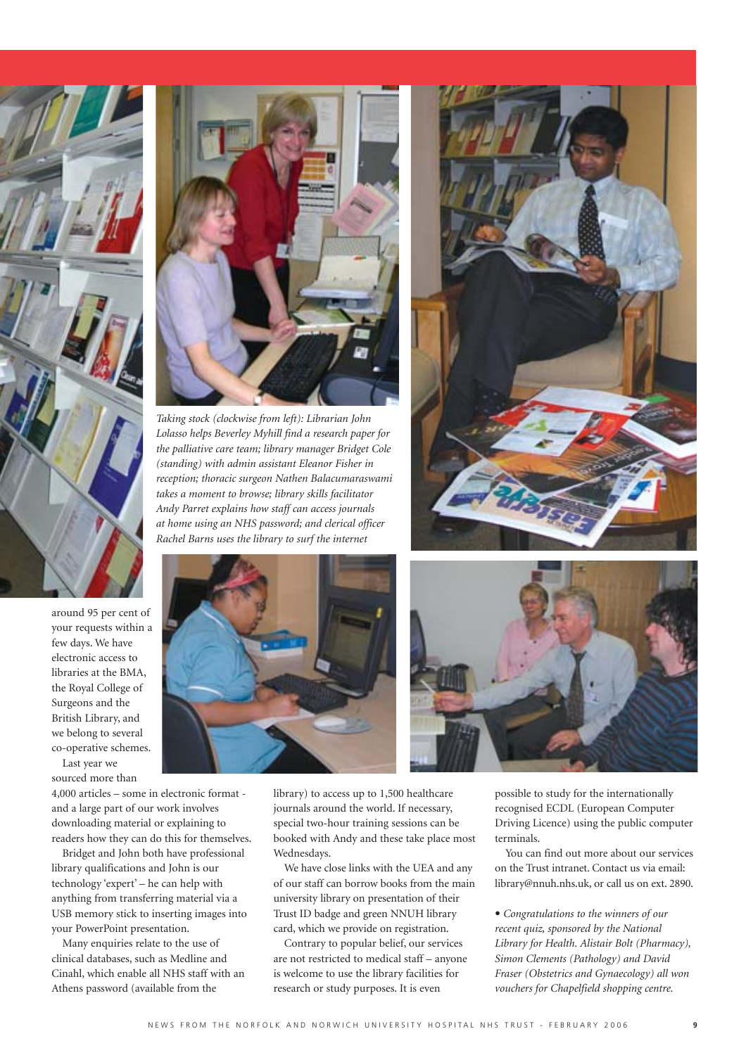*Taking stock (clockwise from left): Librarian John Lolasso helps Beverley Myhill find a research paper for the palliative care team; library manager Bridget Cole (standing) with admin assistant Eleanor Fisher in reception; thoracic surgeon Nathen Balacumaraswami takes a moment to browse; library skills facilitator Andy Parret explains how staff can access journals at home using an NHS password; and clerical officer Rachel Barns uses the library to surf the internet*

around 95 per cent of your requests within a few days. We have electronic access to libraries at the BMA, the Royal College of Surgeons and the British Library, and we belong to several co-operative schemes.

Last year we sourced more than 4,000 articles – some in electronic format - and a large part of our work involves downloading material or explaining to readers how they can do this for themselves.

Bridget and John both have professional library qualifications and John is our technology 'expert' – he can help with anything from transferring material via a USB memory stick to inserting images into your PowerPoint presentation.

Many enquiries relate to the use of clinical databases, such as Medline and Cinahl, which enable all NHS staff with an Athens password (available from the library) to access up to 1,500 healthcare journals around the world. If necessary, special two-hour training sessions can be booked with Andy and these take place most Wednesdays.

We have close links with the UEA and any of our staff can borrow books from the main university library on presentation of their Trust ID badge and green NNUH library card, which we provide on registration.

Contrary to popular belief, our services are not restricted to medical staff – anyone is welcome to use the library facilities for research or study purposes. It is even possible to study for the internationally recognised ECDL (European Computer Driving Licence) using the public computer terminals.

You can find out more about our services on the Trust intranet. Contact us via email: library@nnuh.nhs.uk, or call us on ext. 2890.

• *Congratulations to the winners of our recent quiz, sponsored by the National Library for Health. Alistair Bolt (Pharmacy), Simon Clements (Pathology) and David Fraser (Obstetrics and Gynaecology) all won vouchers for Chapelfield shopping centre.*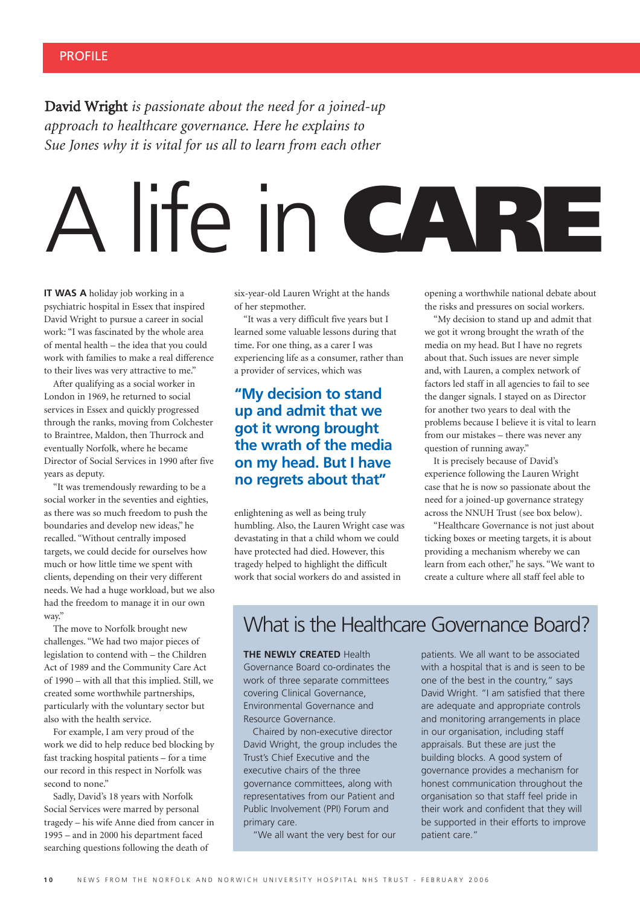PROFILE

**David Wright** *is passionate about the need for a joined-up approach to healthcare governance. Here he explains to Sue Jones why it is vital for us all to learn from each other*

# A life in CARE

**IT WAS A** holiday job working in a psychiatric hospital in Essex that inspired David Wright to pursue a career in social work: "I was fascinated by the whole area of mental health – the idea that you could work with families to make a real difference to their lives was very attractive to me."

After qualifying as a social worker in London in 1969, he returned to social services in Essex and quickly progressed through the ranks, moving from Colchester to Braintree, Maldon, then Thurrock and eventually Norfolk, where he became Director of Social Services in 1990 after five years as deputy.

"It was tremendously rewarding to be a social worker in the seventies and eighties, as there was so much freedom to push the boundaries and develop new ideas," he recalled. "Without centrally imposed targets, we could decide for ourselves how much or how little time we spent with clients, depending on their very different needs. We had a huge workload, but we also had the freedom to manage it in our own way."

The move to Norfolk brought new challenges. "We had two major pieces of legislation to contend with – the Children Act of 1989 and the Community Care Act of 1990 – with all that this implied. Still, we created some worthwhile partnerships, particularly with the voluntary sector but also with the health service.

For example, I am very proud of the work we did to help reduce bed blocking by fast tracking hospital patients – for a time our record in this respect in Norfolk was second to none."

Sadly, David's 18 years with Norfolk Social Services were marred by personal tragedy – his wife Anne died from cancer in 1995 – and in 2000 his department faced searching questions following the death of six-year-old Lauren Wright at the hands of her stepmother.

"It was a very difficult five years but I learned some valuable lessons during that time. For one thing, as a carer I was experiencing life as a consumer, rather than a provider of services, which was enlightening as well as being truly humbling. Also, the Lauren Wright case was devastating in that a child whom we could have protected had died. However, this tragedy helped to highlight the difficult work that social workers do and assisted in opening a worthwhile national debate about the risks and pressures on social workers.

> **"My decision to stand up and admit that we got it wrong brought the wrath of the media on my head. But I have no regrets about that"**

"My decision to stand up and admit that we got it wrong brought the wrath of the media on my head. But I have no regrets about that. Such issues are never simple and, with Lauren, a complex network of factors led staff in all agencies to fail to see the danger signals. I stayed on as Director for another two years to deal with the problems because I believe it is vital to learn from our mistakes – there was never any question of running away."

It is precisely because of David's experience following the Lauren Wright case that he is now so passionate about the need for a joined-up governance strategy across the NNUH Trust (see box below).

"Healthcare Governance is not just about ticking boxes or meeting targets, it is about providing a mechanism whereby we can learn from each other," he says. "We want to create a culture where all staff feel able to

## What is the Healthcare Governance Board?

**THE NEWLY CREATED** Health Governance Board co-ordinates the work of three separate committees covering Clinical Governance, Environmental Governance and Resource Governance.

Chaired by non-executive director David Wright, the group includes the Trust's Chief Executive and the executive chairs of the three governance committees, along with representatives from our Patient and Public Involvement (PPI) Forum and primary care.

"We all want the very best for our patients. We all want to be associated with a hospital that is and is seen to be one of the best in the country," says David Wright. "I am satisfied that there are adequate and appropriate controls and monitoring arrangements in place in our organisation, including staff appraisals. But these are just the building blocks. A good system of governance provides a mechanism for honest communication throughout the organisation so that staff feel pride in their work and confident that they will be supported in their efforts to improve patient care."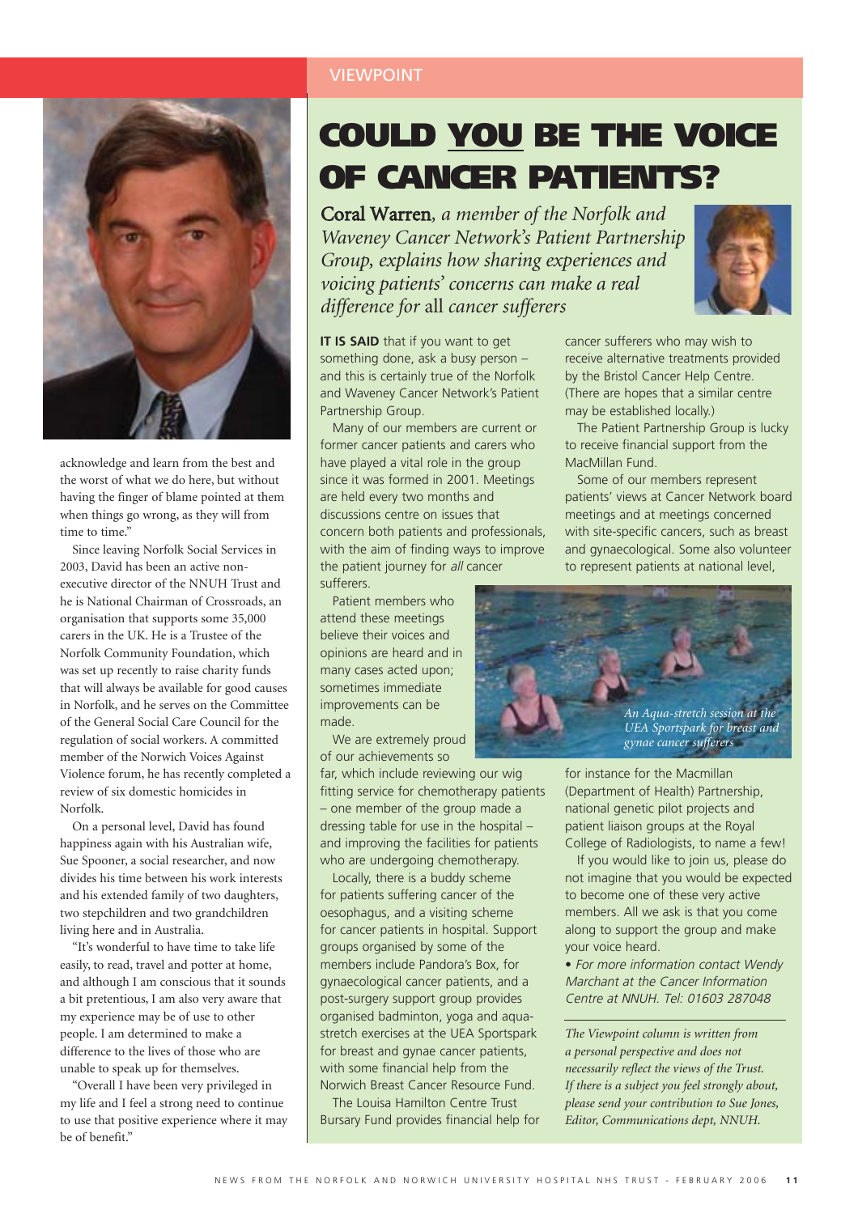acknowledge and learn from the best and the worst of what we do here, but without having the finger of blame pointed at them when things go wrong, as they will from time to time."

Since leaving Norfolk Social Services in 2003, David has been an active non-executive director of the NNUH Trust and he is National Chairman of Crossroads, an organisation that supports some 35,000 carers in the UK. He is a Trustee of the Norfolk Community Foundation, which was set up recently to raise charity funds that will always be available for good causes in Norfolk, and he serves on the Committee of the General Social Care Council for the regulation of social workers. A committed member of the Norwich Voices Against Violence forum, he has recently completed a review of six domestic homicides in Norfolk.

On a personal level, David has found happiness again with his Australian wife, Sue Spooner, a social researcher, and now divides his time between his work interests and his extended family of two daughters, two stepchildren and two grandchildren living here and in Australia.

"It's wonderful to have time to take life easily, to read, travel and potter at home, and although I am conscious that it sounds a bit pretentious, I am also very aware that my experience may be of use to other people. I am determined to make a difference to the lives of those who are unable to speak up for themselves.

"Overall I have been very privileged in my life and I feel a strong need to continue to use that positive experience where it may be of benefit."

VIEWPOINT

# COULD YOU BE THE VOICE OF CANCER PATIENTS?

**Coral Warren**, *a member of the Norfolk and Waveney Cancer Network's Patient Partnership Group, explains how sharing experiences and voicing patients' concerns can make a real difference for* all *cancer sufferers*

**IT IS SAID** that if you want to get something done, ask a busy person – and this is certainly true of the Norfolk and Waveney Cancer Network's Patient Partnership Group.

Many of our members are current or former cancer patients and carers who have played a vital role in the group since it was formed in 2001. Meetings are held every two months and discussions centre on issues that concern both patients and professionals, with the aim of finding ways to improve the patient journey for *all* cancer sufferers.

Patient members who attend these meetings believe their voices and opinions are heard and in many cases acted upon; sometimes immediate improvements can be made.

We are extremely proud of our achievements so far, which include reviewing our wig fitting service for chemotherapy patients – one member of the group made a dressing table for use in the hospital – and improving the facilities for patients who are undergoing chemotherapy.

Locally, there is a buddy scheme for patients suffering cancer of the oesophagus, and a visiting scheme for cancer patients in hospital. Support groups organised by some of the members include Pandora's Box, for gynaecological cancer patients, and a post-surgery support group provides organised badminton, yoga and aqua-stretch exercises at the UEA Sportspark for breast and gynae cancer patients, with some financial help from the Norwich Breast Cancer Resource Fund.

The Louisa Hamilton Centre Trust Bursary Fund provides financial help for cancer sufferers who may wish to receive alternative treatments provided by the Bristol Cancer Help Centre. (There are hopes that a similar centre may be established locally.)

The Patient Partnership Group is lucky to receive financial support from the MacMillan Fund.

Some of our members represent patients' views at Cancer Network board meetings and at meetings concerned with site-specific cancers, such as breast and gynaecological. Some also volunteer to represent patients at national level, for instance for the Macmillan (Department of Health) Partnership, national genetic pilot projects and patient liaison groups at the Royal College of Radiologists, to name a few!

*An Aqua-stretch session at the UEA Sportspark for breast and gynae cancer sufferers*

If you would like to join us, please do not imagine that you would be expected to become one of these very active members. All we ask is that you come along to support the group and make your voice heard.

- *For more information contact Wendy Marchant at the Cancer Information Centre at NNUH. Tel: 01603 287048*

---

*The Viewpoint column is written from a personal perspective and does not necessarily reflect the views of the Trust. If there is a subject you feel strongly about, please send your contribution to Sue Jones, Editor, Communications dept, NNUH.*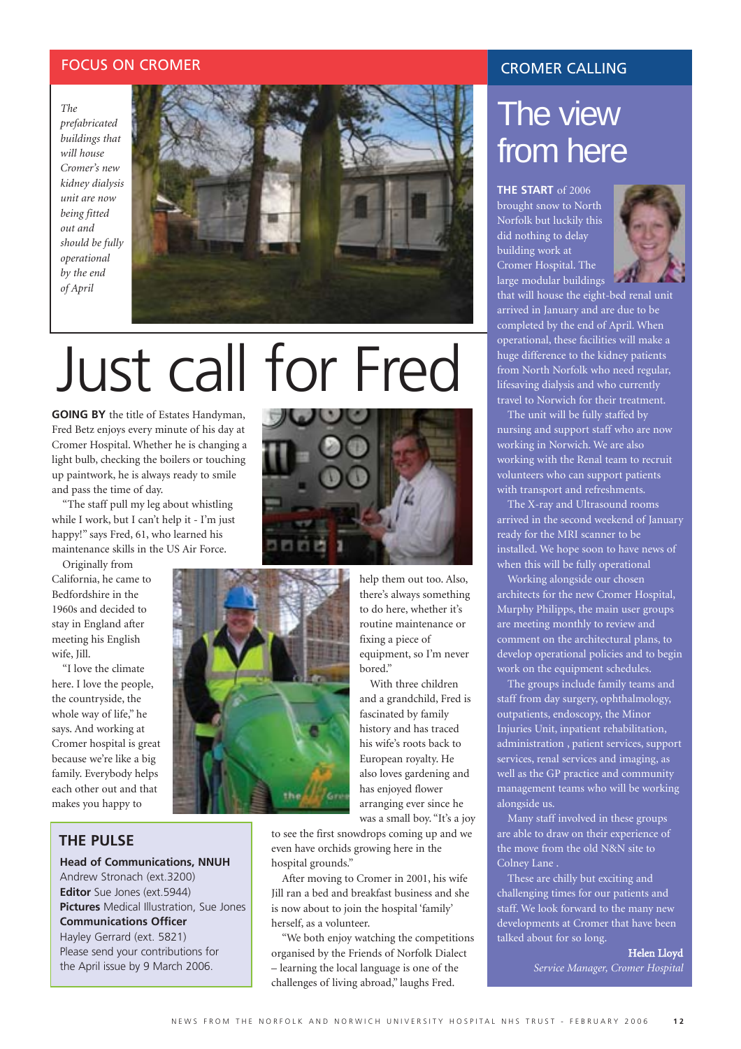## FOCUS ON CROMER

*The prefabricated buildings that will house Cromer's new kidney dialysis unit are now being fitted out and should be fully operational by the end of April*

# Just call for Fred

**GOING BY** the title of Estates Handyman, Fred Betz enjoys every minute of his day at Cromer Hospital. Whether he is changing a light bulb, checking the boilers or touching up paintwork, he is always ready to smile and pass the time of day.

"The staff pull my leg about whistling while I work, but I can't help it - I'm just happy!" says Fred, 61, who learned his maintenance skills in the US Air Force.

Originally from California, he came to Bedfordshire in the 1960s and decided to stay in England after meeting his English wife, Jill.

"I love the climate here. I love the people, the countryside, the whole way of life," he says. And working at Cromer hospital is great because we're like a big family. Everybody helps each other out and that makes you happy to help them out too. Also, there's always something to do here, whether it's routine maintenance or fixing a piece of equipment, so I'm never bored."

With three children and a grandchild, Fred is fascinated by family history and has traced his wife's roots back to European royalty. He also loves gardening and has enjoyed flower arranging ever since he was a small boy. "It's a joy to see the first snowdrops coming up and we even have orchids growing here in the hospital grounds."

After moving to Cromer in 2001, his wife Jill ran a bed and breakfast business and she is now about to join the hospital 'family' herself, as a volunteer.

"We both enjoy watching the competitions organised by the Friends of Norfolk Dialect – learning the local language is one of the challenges of living abroad," laughs Fred.

### THE PULSE

**Head of Communications, NNUH**
Andrew Stronach (ext.3200)
**Editor** Sue Jones (ext.5944)
**Pictures** Medical Illustration, Sue Jones
**Communications Officer**
Hayley Gerrard (ext. 5821)
Please send your contributions for the April issue by 9 March 2006.

## CROMER CALLING

# The view from here

**THE START** of 2006 brought snow to North Norfolk but luckily this did nothing to delay building work at Cromer Hospital. The large modular buildings that will house the eight-bed renal unit arrived in January and are due to be completed by the end of April. When operational, these facilities will make a huge difference to the kidney patients from North Norfolk who need regular, lifesaving dialysis and who currently travel to Norwich for their treatment.

The unit will be fully staffed by nursing and support staff who are now working in Norwich. We are also working with the Renal team to recruit volunteers who can support patients with transport and refreshments.

The X-ray and Ultrasound rooms arrived in the second weekend of January ready for the MRI scanner to be installed. We hope soon to have news of when this will be fully operational

Working alongside our chosen architects for the new Cromer Hospital, Murphy Philipps, the main user groups are meeting monthly to review and comment on the architectural plans, to develop operational policies and to begin work on the equipment schedules.

The groups include family teams and staff from day surgery, ophthalmology, outpatients, endoscopy, the Minor Injuries Unit, inpatient rehabilitation, administration , patient services, support services, renal services and imaging, as well as the GP practice and community management teams who will be working alongside us.

Many staff involved in these groups are able to draw on their experience of the move from the old N&N site to Colney Lane .

These are chilly but exciting and challenging times for our patients and staff. We look forward to the many new developments at Cromer that have been talked about for so long.

**Helen Lloyd**
*Service Manager, Cromer Hospital*